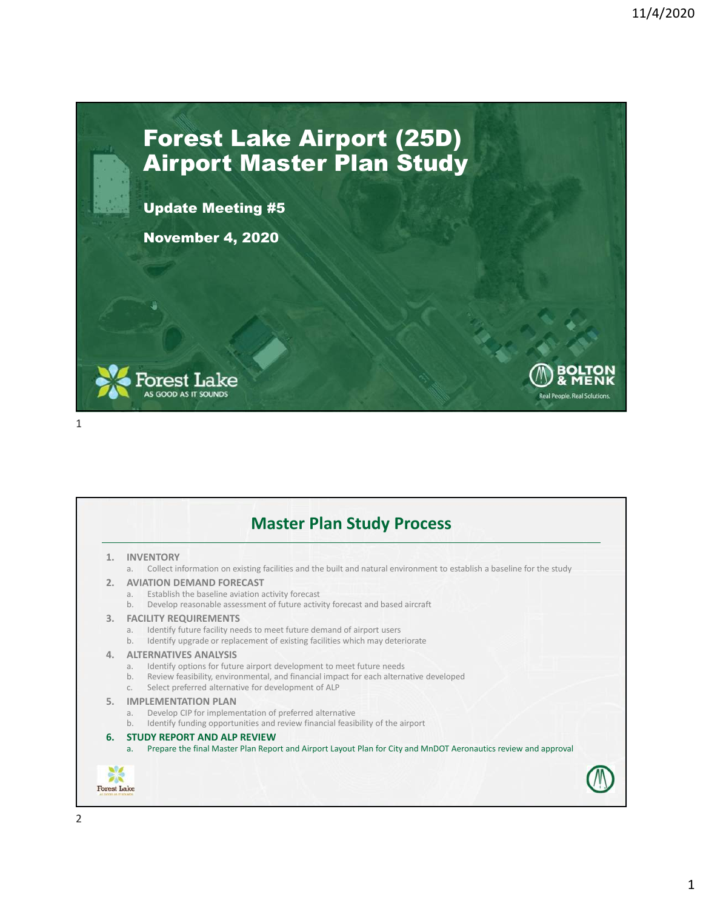# Forest Lake Airport (25D) Airport Master Plan Study

**Update Meeting #5**

**November 4, 2020**

Forest Lake — AS GOOD AS IT SOUNDS

BOLTON & MENK — Real People. Real Solutions.

## Master Plan Study Process

1. **INVENTORY**
   a. Collect information on existing facilities and the built and natural environment to establish a baseline for the study
2. **AVIATION DEMAND FORECAST**
   a. Establish the baseline aviation activity forecast
   b. Develop reasonable assessment of future activity forecast and based aircraft
3. **FACILITY REQUIREMENTS**
   a. Identify future facility needs to meet future demand of airport users
   b. Identify upgrade or replacement of existing facilities which may deteriorate
4. **ALTERNATIVES ANALYSIS**
   a. Identify options for future airport development to meet future needs
   b. Review feasibility, environmental, and financial impact for each alternative developed
   c. Select preferred alternative for development of ALP
5. **IMPLEMENTATION PLAN**
   a. Develop CIP for implementation of preferred alternative
   b. Identify funding opportunities and review financial feasibility of the airport
6. **STUDY REPORT AND ALP REVIEW**
   a. Prepare the final Master Plan Report and Airport Layout Plan for City and MnDOT Aeronautics review and approval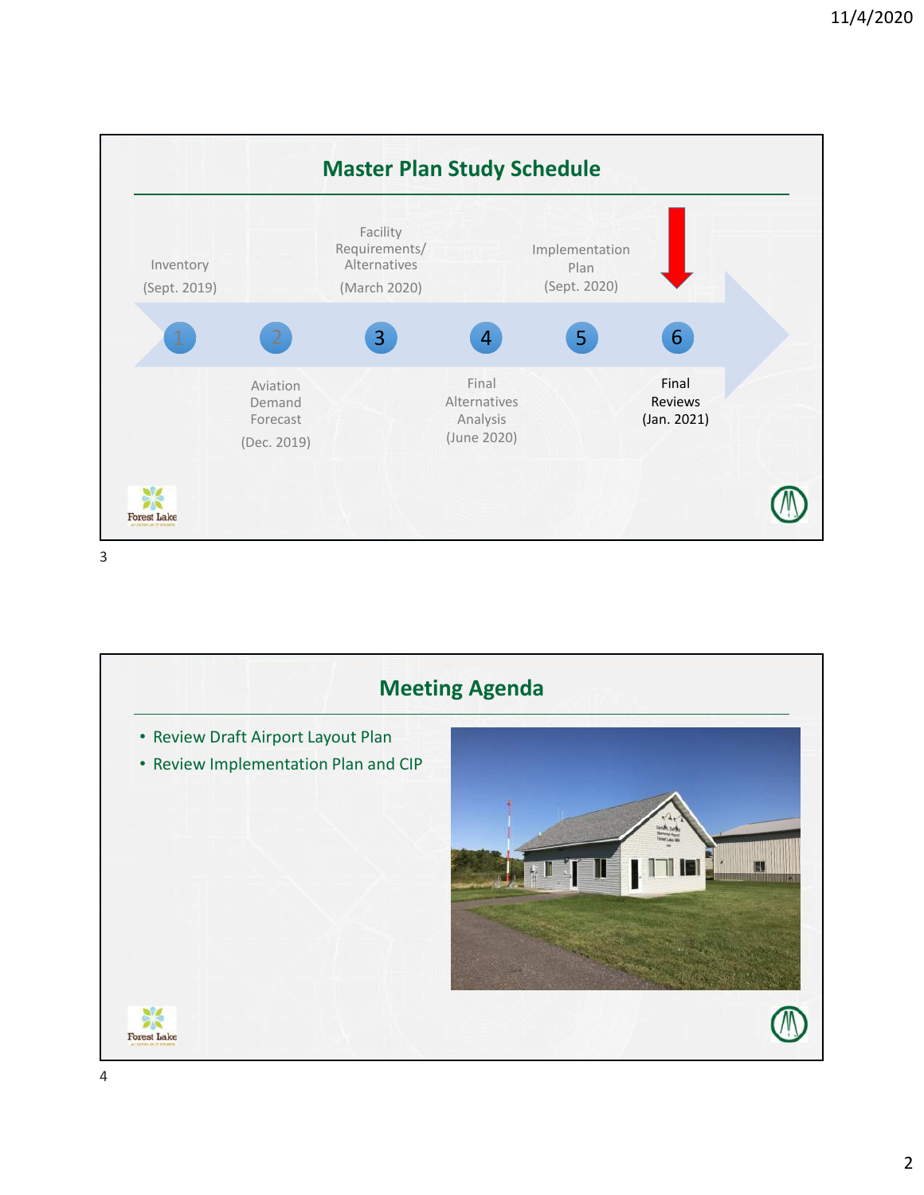## Master Plan Study Schedule

1. Inventory (Sept. 2019)
2. Aviation Demand Forecast (Dec. 2019)
3. Facility Requirements/ Alternatives (March 2020)
4. Final Alternatives Analysis (June 2020)
5. Implementation Plan (Sept. 2020)
6. Final Reviews (Jan. 2021)

## Meeting Agenda

- Review Draft Airport Layout Plan
- Review Implementation Plan and CIP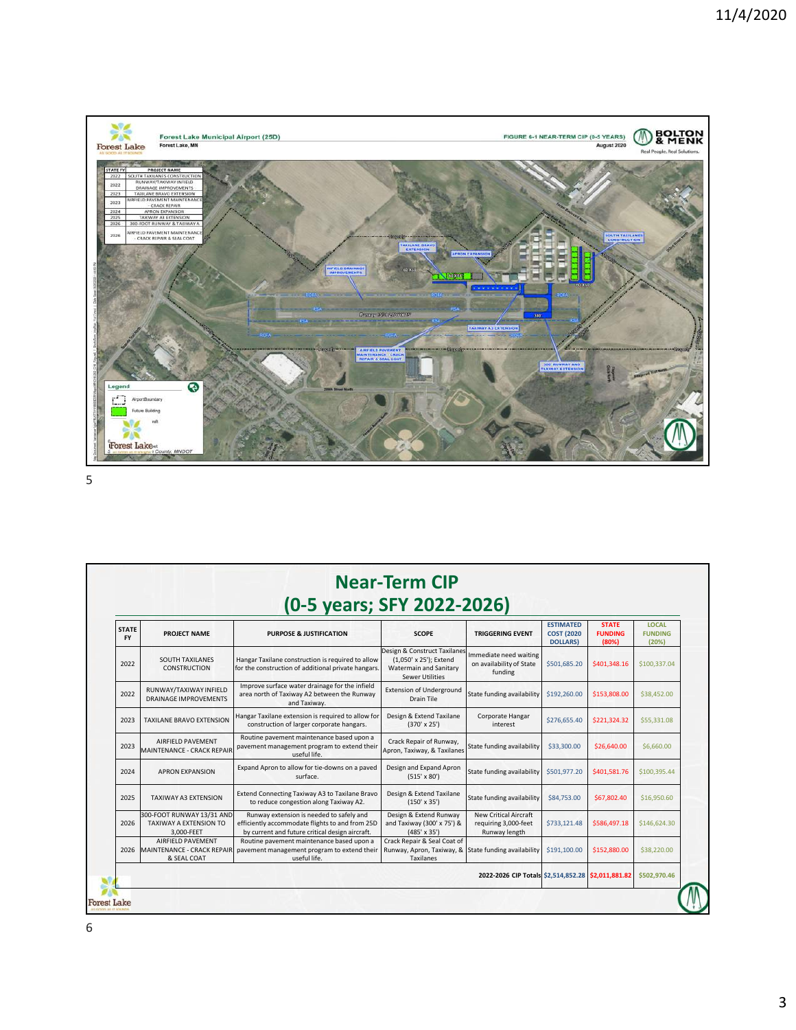**Forest Lake Municipal Airport (25D)**
Forest Lake, MN

FIGURE 6-1 NEAR-TERM CIP (0-5 YEARS)
August 2020

| STATE FY | PROJECT NAME |
|---|---|
| 2022 | SOUTH TAXILANES CONSTRUCTION |
| 2022 | RUNWAY/TAXIWAY INFIELD DRAINAGE IMPROVEMENTS |
| 2023 | TAXILANE BRAVO EXTENSION |
| 2023 | AIRFIELD PAVEMENT MAINTENANCE - CRACK REPAIR |
| 2024 | APRON EXPANSION |
| 2025 | TAXIWAY A3 EXTENSION |
| 2026 | 300-FOOT RUNWAY & TAXIWAY A |
| 2026 | AIRFIELD PAVEMENT MAINTENANCE - CRACK REPAIR & SEAL COAT |

# Near-Term CIP
## (0-5 years; SFY 2022-2026)

| STATE FY | PROJECT NAME | PURPOSE & JUSTIFICATION | SCOPE | TRIGGERING EVENT | ESTIMATED COST (2020 DOLLARS) | STATE FUNDING (80%) | LOCAL FUNDING (20%) |
|---|---|---|---|---|---|---|---|
| 2022 | SOUTH TAXILANES CONSTRUCTION | Hangar Taxilane construction is required to allow for the construction of additional private hangars. | Design & Construct Taxilanes (1,050' x 25'); Extend Watermain and Sanitary Sewer Utilities | Immediate need waiting on availability of State funding | $501,685.20 | $401,348.16 | $100,337.04 |
| 2022 | RUNWAY/TAXIWAY INFIELD DRAINAGE IMPROVEMENTS | Improve surface water drainage for the infield area north of Taxiway A2 between the Runway and Taxiway. | Extension of Underground Drain Tile | State funding availability | $192,260.00 | $153,808.00 | $38,452.00 |
| 2023 | TAXILANE BRAVO EXTENSION | Hangar Taxilane extension is required to allow for construction of larger corporate hangars. | Design & Extend Taxilane (370' x 25') | Corporate Hangar interest | $276,655.40 | $221,324.32 | $55,331.08 |
| 2023 | AIRFIELD PAVEMENT MAINTENANCE - CRACK REPAIR | Routine pavement maintenance based upon a pavement management program to extend their useful life. | Crack Repair of Runway, Apron, Taxiway, & Taxilanes | State funding availability | $33,300.00 | $26,640.00 | $6,660.00 |
| 2024 | APRON EXPANSION | Expand Apron to allow for tie-downs on a paved surface. | Design and Expand Apron (515' x 80') | State funding availability | $501,977.20 | $401,581.76 | $100,395.44 |
| 2025 | TAXIWAY A3 EXTENSION | Extend Connecting Taxiway A3 to Taxilane Bravo to reduce congestion along Taxiway A2. | Design & Extend Taxilane (150' x 35') | State funding availability | $84,753.00 | $67,802.40 | $16,950.60 |
| 2026 | 300-FOOT RUNWAY 13/31 AND TAXIWAY A EXTENSION TO 3,000-FEET | Runway extension is needed to safely and efficiently accommodate flights to and from 25D by current and future critical design aircraft. | Design & Extend Runway and Taxiway (300' x 75') & (485' x 35') | New Critical Aircraft requiring 3,000-feet Runway length | $733,121.48 | $586,497.18 | $146,624.30 |
| 2026 | AIRFIELD PAVEMENT MAINTENANCE - CRACK REPAIR & SEAL COAT | Routine pavement maintenance based upon a pavement management program to extend their useful life. | Crack Repair & Seal Coat of Runway, Apron, Taxiway, & Taxilanes | State funding availability | $191,100.00 | $152,880.00 | $38,220.00 |
| | | | | 2022-2026 CIP Totals | $2,514,852.28 | $2,011,881.82 | $502,970.46 |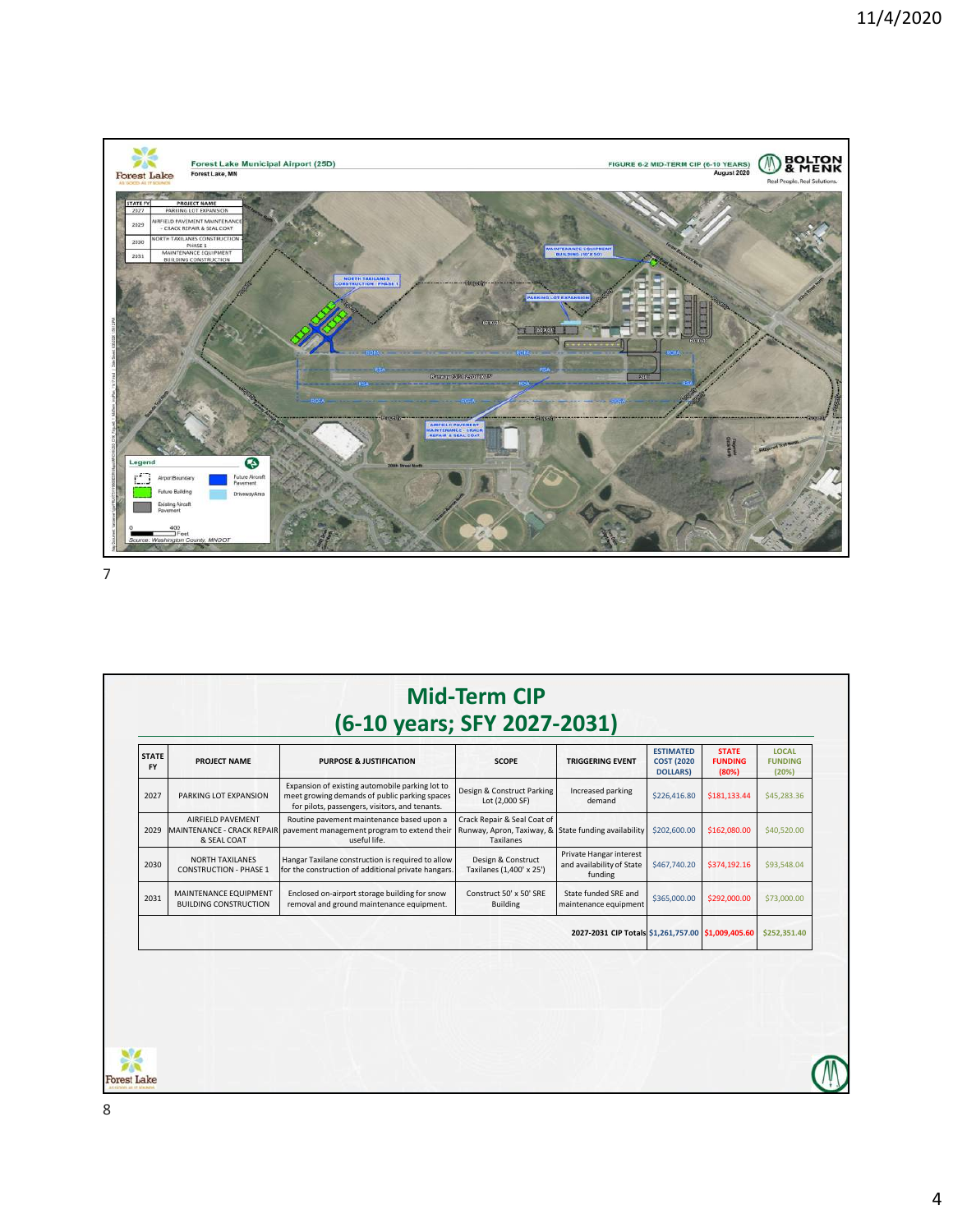**Forest Lake Municipal Airport (25D)**
Forest Lake, MN

FIGURE 6-2 MID-TERM CIP (6-10 YEARS)
August 2020

| STATE FY | PROJECT NAME |
|---|---|
| 2027 | PARKING LOT EXPANSION |
| 2029 | AIRFIELD PAVEMENT MAINTENANCE - CRACK REPAIR & SEAL COAT |
| 2030 | NORTH TAXILANES CONSTRUCTION - PHASE 1 |
| 2031 | MAINTENANCE EQUIPMENT BUILDING CONSTRUCTION |

Legend: Airport Boundary; Future Building; Existing Aircraft Pavement; Future Aircraft Pavement; Driveway Area

Source: Washington County, MNDOT

# Mid-Term CIP (6-10 years; SFY 2027-2031)

| STATE FY | PROJECT NAME | PURPOSE & JUSTIFICATION | SCOPE | TRIGGERING EVENT | ESTIMATED COST (2020 DOLLARS) | STATE FUNDING (80%) | LOCAL FUNDING (20%) |
|---|---|---|---|---|---|---|---|
| 2027 | PARKING LOT EXPANSION | Expansion of existing automobile parking lot to meet growing demands of public parking spaces for pilots, passengers, visitors, and tenants. | Design & Construct Parking Lot (2,000 SF) | Increased parking demand | $226,416.80 | $181,133.44 | $45,283.36 |
| 2029 | AIRFIELD PAVEMENT MAINTENANCE - CRACK REPAIR & SEAL COAT | Routine pavement maintenance based upon a pavement management program to extend their useful life. | Crack Repair & Seal Coat of Runway, Apron, Taxiway, & Taxilanes | State funding availability | $202,600.00 | $162,080.00 | $40,520.00 |
| 2030 | NORTH TAXILANES CONSTRUCTION - PHASE 1 | Hangar Taxilane construction is required to allow for the construction of additional private hangars. | Design & Construct Taxilanes (1,400' x 25') | Private Hangar interest and availability of State funding | $467,740.20 | $374,192.16 | $93,548.04 |
| 2031 | MAINTENANCE EQUIPMENT BUILDING CONSTRUCTION | Enclosed on-airport storage building for snow removal and ground maintenance equipment. | Construct 50' x 50' SRE Building | State funded SRE and maintenance equipment | $365,000.00 | $292,000.00 | $73,000.00 |
| | | | | 2027-2031 CIP Totals | $1,261,757.00 | $1,009,405.60 | $252,351.40 |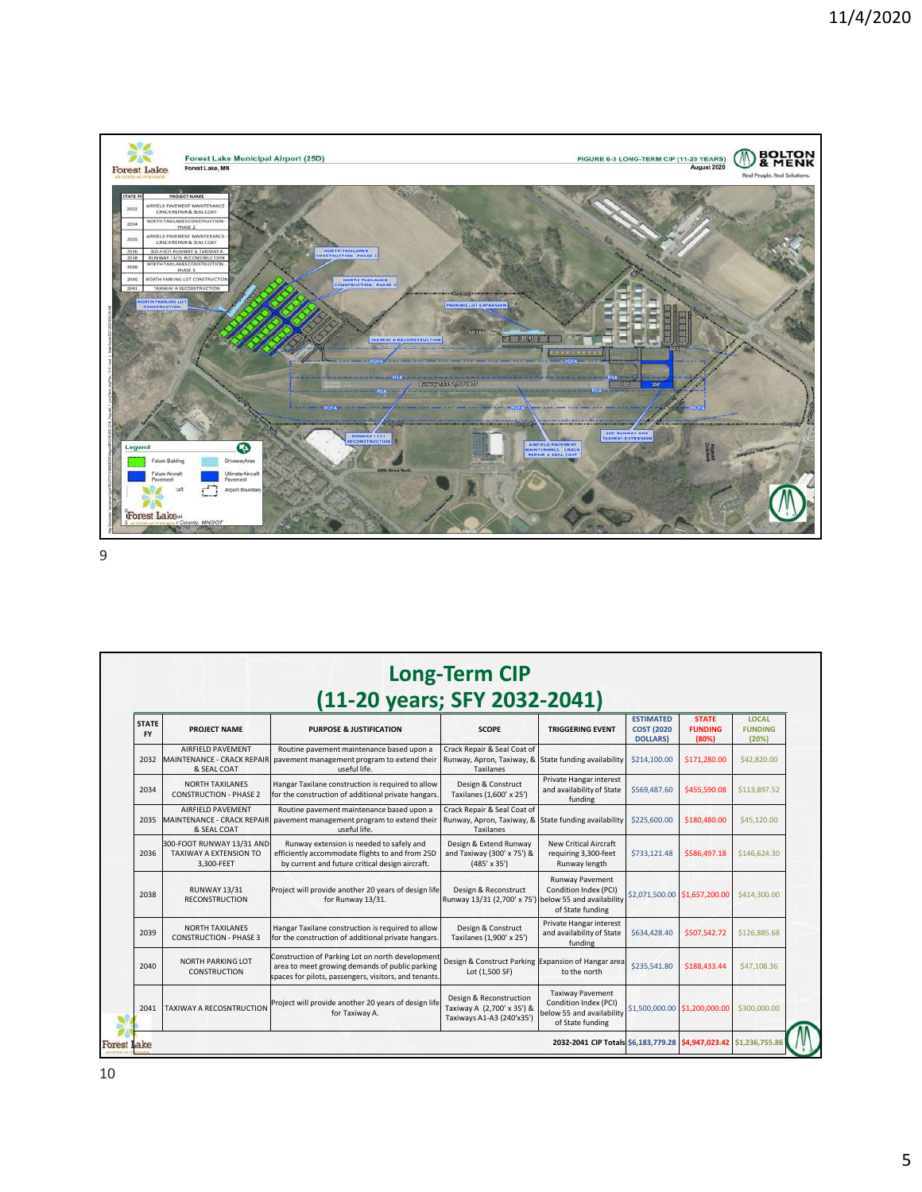Forest Lake Municipal Airport (25D)
Forest Lake, MN

FIGURE 6-3 LONG-TERM CIP (11-20 YEARS)
August 2020

| STATE FY | PROJECT NAME |
|---|---|
| 2032 | AIRFIELD PAVEMENT MAINTENANCE - CRACK REPAIR & SEAL COAT |
| 2034 | NORTH TAXILANES CONSTRUCTION - PHASE 2 |
| 2035 | AIRFIELD PAVEMENT MAINTENANCE - CRACK REPAIR & SEAL COAT |
| 2036 | 300-FOOT RUNWAY & TAXIWAY A |
| 2038 | RUNWAY 13/31 RECONSTRUCTION |
| 2039 | NORTH TAXILANES CONSTRUCTION - PHASE 3 |
| 2040 | NORTH PARKING LOT CONSTRUCTION |
| 2041 | TAXIWAY A RECONSTRUCTION |

# Long-Term CIP (11-20 years; SFY 2032-2041)

| STATE FY | PROJECT NAME | PURPOSE & JUSTIFICATION | SCOPE | TRIGGERING EVENT | ESTIMATED COST (2020 DOLLARS) | STATE FUNDING (80%) | LOCAL FUNDING (20%) |
|---|---|---|---|---|---|---|---|
| 2032 | AIRFIELD PAVEMENT MAINTENANCE - CRACK REPAIR & SEAL COAT | Routine pavement maintenance based upon a pavement management program to extend their useful life. | Crack Repair & Seal Coat of Runway, Apron, Taxiway, & Taxilanes | State funding availability | $214,100.00 | $171,280.00 | $42,820.00 |
| 2034 | NORTH TAXILANES CONSTRUCTION - PHASE 2 | Hangar Taxilane construction is required to allow for the construction of additional private hangars. | Design & Construct Taxilanes (1,600' x 25') | Private Hangar interest and availability of State funding | $569,487.60 | $455,590.08 | $113,897.52 |
| 2035 | AIRFIELD PAVEMENT MAINTENANCE - CRACK REPAIR & SEAL COAT | Routine pavement maintenance based upon a pavement management program to extend their useful life. | Crack Repair & Seal Coat of Runway, Apron, Taxiway, & Taxilanes | State funding availability | $225,600.00 | $180,480.00 | $45,120.00 |
| 2036 | 300-FOOT RUNWAY 13/31 AND TAXIWAY A EXTENSION TO 3,300-FEET | Runway extension is needed to safely and efficiently accommodate flights to and from 25D by current and future critical design aircraft. | Design & Extend Runway and Taxiway (300' x 75') & (485' x 35') | New Critical Aircraft requiring 3,300-feet Runway length | $733,121.48 | $586,497.18 | $146,624.30 |
| 2038 | RUNWAY 13/31 RECONSTRUCTION | Project will provide another 20 years of design life for Runway 13/31. | Design & Reconstruct Runway 13/31 (2,700' x 75') | Runway Pavement Condition Index (PCI) below 55 and availability of State funding | $2,071,500.00 | $1,657,200.00 | $414,300.00 |
| 2039 | NORTH TAXILANES CONSTRUCTION - PHASE 3 | Hangar Taxilane construction is required to allow for the construction of additional private hangars. | Design & Construct Taxilanes (1,900' x 25') | Private Hangar interest and availability of State funding | $634,428.40 | $507,542.72 | $126,885.68 |
| 2040 | NORTH PARKING LOT CONSTRUCTION | Construction of Parking Lot on north development area to meet growing demands of public parking spaces for pilots, passengers, visitors, and tenants. | Design & Construct Parking Lot (1,500 SF) | Expansion of Hangar area to the north | $235,541.80 | $188,433.44 | $47,108.36 |
| 2041 | TAXIWAY A RECONSTRUCTION | Project will provide another 20 years of design life for Taxiway A. | Design & Reconstruction Taxiway A (2,700' x 35') & Taxiways A1-A3 (240'x35') | Taxiway Pavement Condition Index (PCI) below 55 and availability of State funding | $1,500,000.00 | $1,200,000.00 | $300,000.00 |
| | | | | 2032-2041 CIP Totals | $6,183,779.28 | $4,947,023.42 | $1,236,755.86 |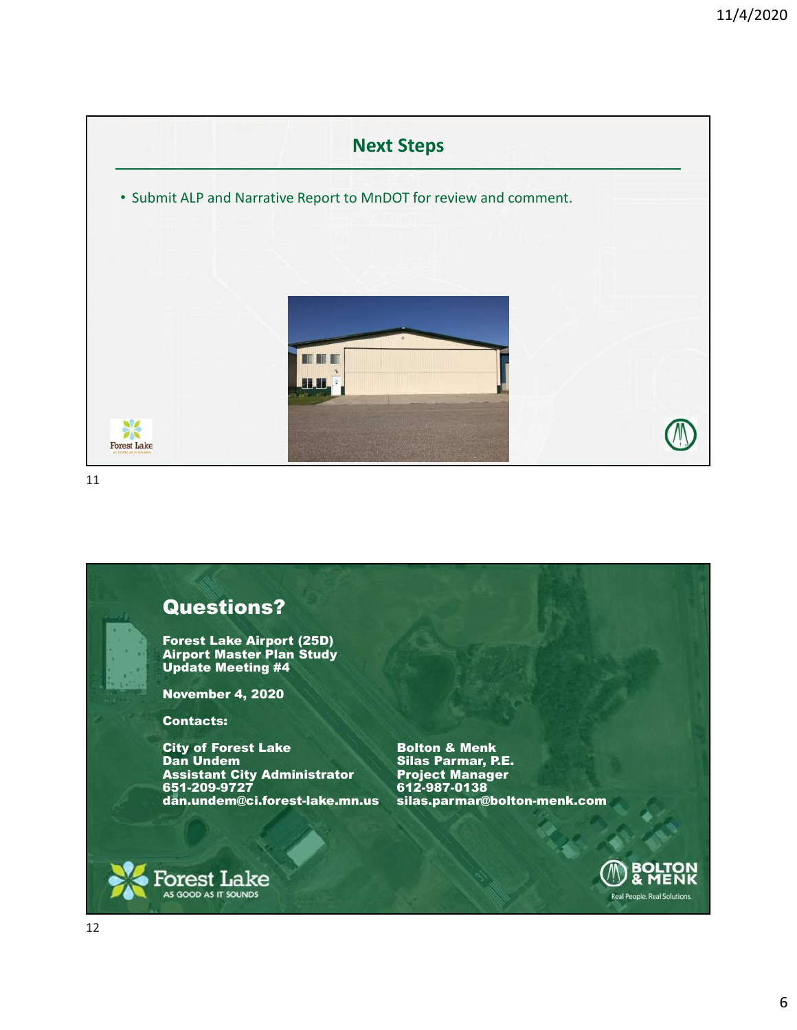## Next Steps

- Submit ALP and Narrative Report to MnDOT for review and comment.

## Questions?

**Forest Lake Airport (25D)**
**Airport Master Plan Study**
**Update Meeting #4**

**November 4, 2020**

**Contacts:**

**City of Forest Lake**
**Dan Undem**
**Assistant City Administrator**
**651-209-9727**
**dan.undem@ci.forest-lake.mn.us**

**Bolton & Menk**
**Silas Parmar, P.E.**
**Project Manager**
**612-987-0138**
**silas.parmar@bolton-menk.com**

Forest Lake
AS GOOD AS IT SOUNDS

BOLTON & MENK
Real People. Real Solutions.